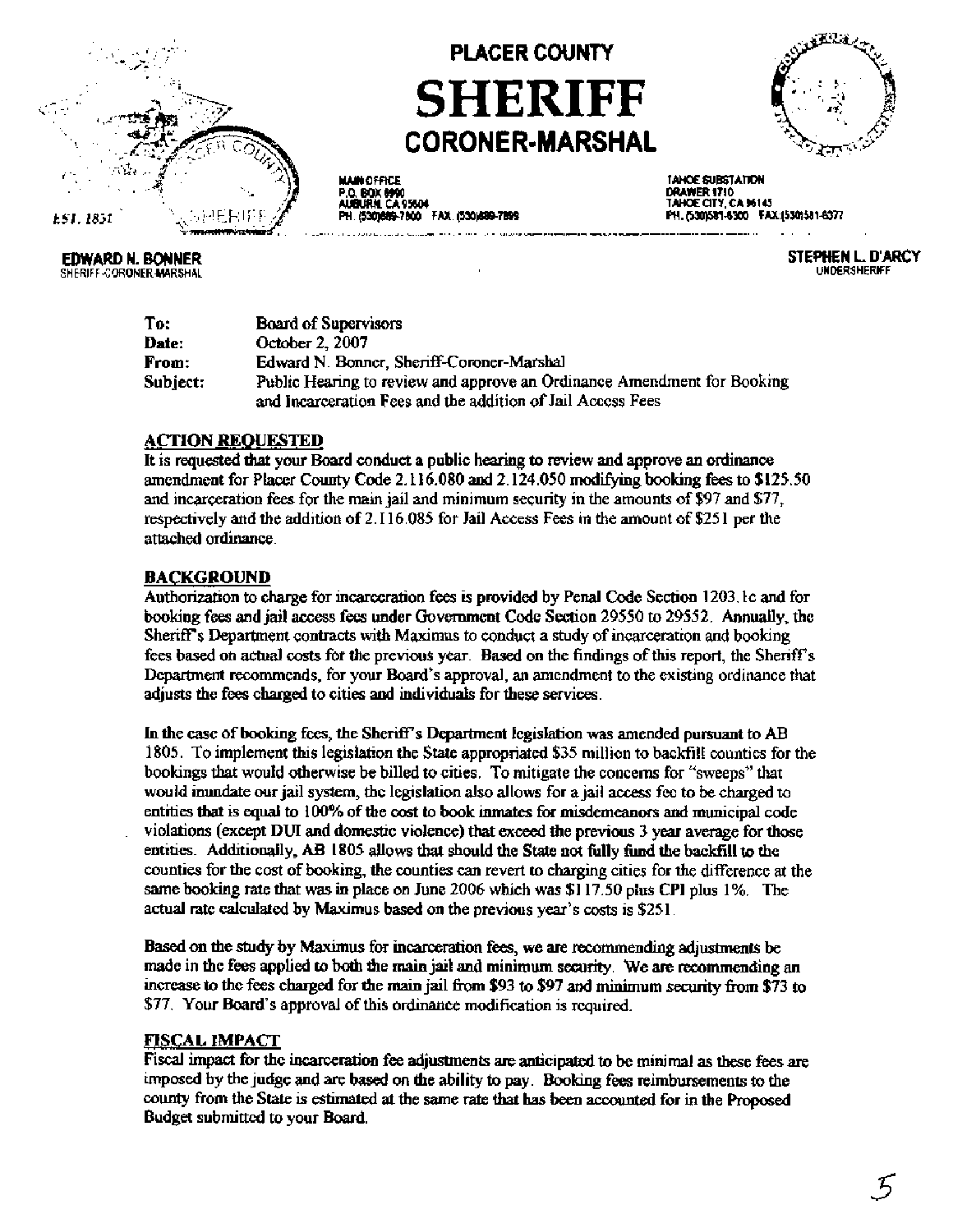# PLACER COUNTY
# SHERIFF
## CORONER-MARSHAL

EST. 1851

MAIN OFFICE
P.O. BOX 6990
AUBURN, CA 95604
PH. (530)889-7800 FAX (530)889-7899

TAHOE SUBSTATION
DRAWER 1710
TAHOE CITY, CA 96145
PH. (530)581-6300 FAX (530)581-6377

**EDWARD N. BONNER**
SHERIFF-CORONER-MARSHAL

**STEPHEN L. D'ARCY**
UNDERSHERIFF

**To:** Board of Supervisors
**Date:** October 2, 2007
**From:** Edward N. Bonner, Sheriff-Coroner-Marshal
**Subject:** Public Hearing to review and approve an Ordinance Amendment for Booking and Incarceration Fees and the addition of Jail Access Fees

## ACTION REQUESTED

It is requested that your Board conduct a public hearing to review and approve an ordinance amendment for Placer County Code 2.116.080 and 2.124.050 modifying booking fees to $125.50 and incarceration fees for the main jail and minimum security in the amounts of $97 and $77, respectively and the addition of 2.116.085 for Jail Access Fees in the amount of $251 per the attached ordinance.

## BACKGROUND

Authorization to charge for incarceration fees is provided by Penal Code Section 1203.1c and for booking fees and jail access fees under Government Code Section 29550 to 29552. Annually, the Sheriff's Department contracts with Maximus to conduct a study of incarceration and booking fees based on actual costs for the previous year. Based on the findings of this report, the Sheriff's Department recommends, for your Board's approval, an amendment to the existing ordinance that adjusts the fees charged to cities and individuals for these services.

In the case of booking fees, the Sheriff's Department legislation was amended pursuant to AB 1805. To implement this legislation the State appropriated $35 million to backfill counties for the bookings that would otherwise be billed to cities. To mitigate the concerns for "sweeps" that would inundate our jail system, the legislation also allows for a jail access fee to be charged to entities that is equal to 100% of the cost to book inmates for misdemeanors and municipal code violations (except DUI and domestic violence) that exceed the previous 3 year average for those entities. Additionally, AB 1805 allows that should the State not fully fund the backfill to the counties for the cost of booking, the counties can revert to charging cities for the difference at the same booking rate that was in place on June 2006 which was $117.50 plus CPI plus 1%. The actual rate calculated by Maximus based on the previous year's costs is $251.

Based on the study by Maximus for incarceration fees, we are recommending adjustments be made in the fees applied to both the main jail and minimum security. We are recommending an increase to the fees charged for the main jail from $93 to $97 and minimum security from $73 to $77. Your Board's approval of this ordinance modification is required.

## FISCAL IMPACT

Fiscal impact for the incarceration fee adjustments are anticipated to be minimal as these fees are imposed by the judge and are based on the ability to pay. Booking fees reimbursements to the county from the State is estimated at the same rate that has been accounted for in the Proposed Budget submitted to your Board.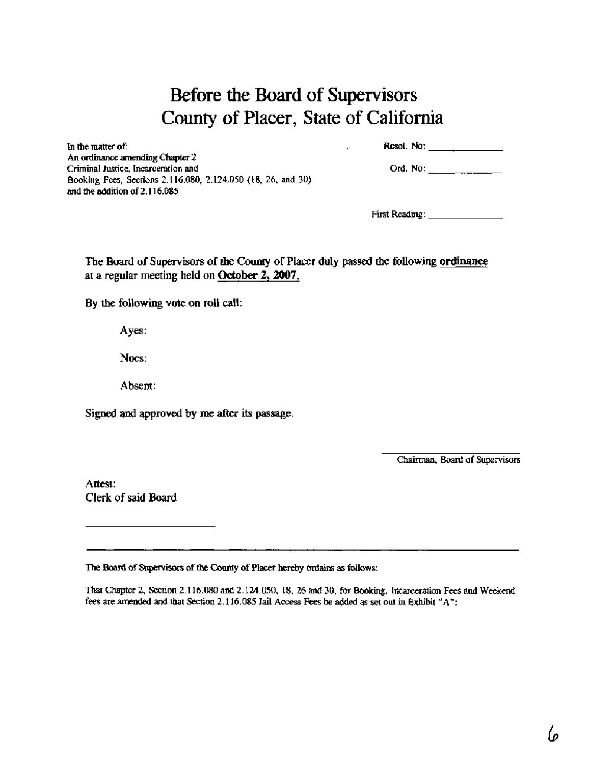# Before the Board of Supervisors
# County of Placer, State of California

In the matter of:
An ordinance amending Chapter 2
Criminal Justice, Incarceration and
Booking Fees, Sections 2.116.080, 2.124.050 (18, 26, and 30)
and the addition of 2.116.085

Resol. No: \_\_\_\_\_\_\_\_\_\_\_\_\_\_

Ord. No: \_\_\_\_\_\_\_\_\_\_\_\_\_\_

First Reading: \_\_\_\_\_\_\_\_\_\_\_\_\_\_

The Board of Supervisors of the County of Placer duly passed the following **ordinance** at a regular meeting held on **October 2, 2007**,

By the following vote on roll call:

Ayes:

Noes:

Absent:

Signed and approved by me after its passage.

\_\_\_\_\_\_\_\_\_\_\_\_\_\_\_\_\_\_\_\_\_\_\_\_
Chairman, Board of Supervisors

Attest:
Clerk of said Board

\_\_\_\_\_\_\_\_\_\_\_\_\_\_\_\_\_\_\_\_\_\_\_\_

---

The Board of Supervisors of the County of Placer hereby ordains as follows:

That Chapter 2, Section 2.116.080 and 2.124.050, 18, 26 and 30, for Booking, Incarceration Fees and Weekend fees are amended and that Section 2.116.085 Jail Access Fees be added as set out in Exhibit "A":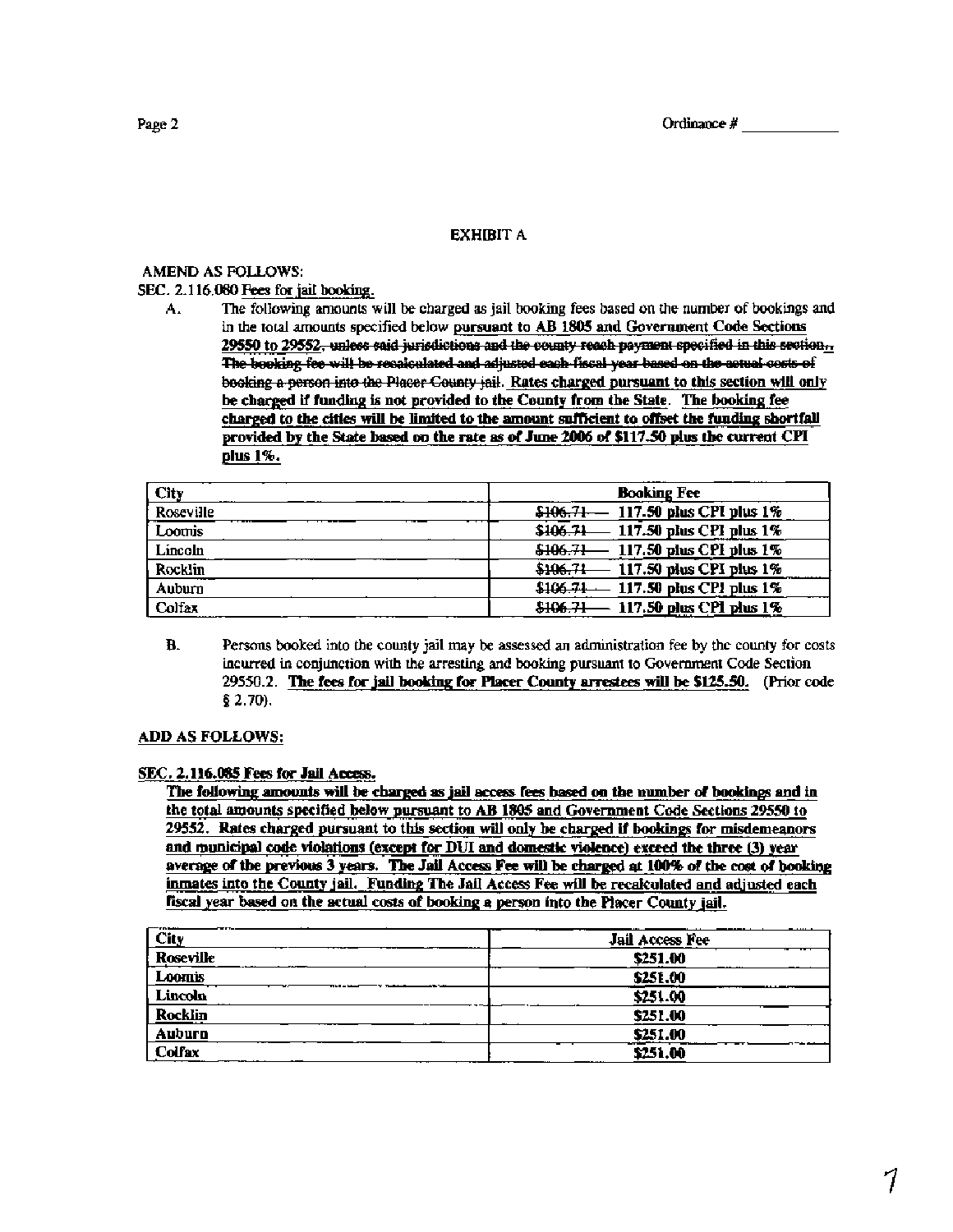Ordinance # ___________

## EXHIBIT A

**AMEND AS FOLLOWS:**

SEC. 2.116.080 Fees for jail booking.

A. The following amounts will be charged as jail booking fees based on the number of bookings and in the total amounts specified below **pursuant to AB 1805 and Government Code Sections 29550 to 29552**~~, unless said jurisdictions and the county reach payment specified in this section~~. ~~The booking fee will be recalculated and adjusted each fiscal year based on the actual costs of booking a person into the Placer County jail.~~ **Rates charged pursuant to this section will only be charged if funding is not provided to the County from the State. The booking fee charged to the cities will be limited to the amount sufficient to offset the funding shortfall provided by the State based on the rate as of June 2006 of $117.50 plus the current CPI plus 1%.**

| City | Booking Fee |
|---|---|
| Roseville | ~~$106.71~~ **117.50 plus CPI plus 1%** |
| Loomis | ~~$106.71~~ **117.50 plus CPI plus 1%** |
| Lincoln | ~~$106.71~~ **117.50 plus CPI plus 1%** |
| Rocklin | ~~$106.71~~ **117.50 plus CPI plus 1%** |
| Auburn | ~~$106.71~~ **117.50 plus CPI plus 1%** |
| Colfax | ~~$106.71~~ **117.50 plus CPI plus 1%** |

B. Persons booked into the county jail may be assessed an administration fee by the county for costs incurred in conjunction with the arresting and booking pursuant to Government Code Section 29550.2. **The fees for jail booking for Placer County arrestees will be $125.50.** (Prior code § 2.70).

**ADD AS FOLLOWS:**

**SEC. 2.116.085 Fees for Jail Access.**

**The following amounts will be charged as jail access fees based on the number of bookings and in the total amounts specified below pursuant to AB 1805 and Government Code Sections 29550 to 29552. Rates charged pursuant to this section will only be charged if bookings for misdemeanors and municipal code violations (except for DUI and domestic violence) exceed the three (3) year average of the previous 3 years. The Jail Access Fee will be charged at 100% of the cost of booking inmates into the County jail. Funding The Jail Access Fee will be recalculated and adjusted each fiscal year based on the actual costs of booking a person into the Placer County jail.**

| City | Jail Access Fee |
|---|---|
| **Roseville** | **$251.00** |
| **Loomis** | **$251.00** |
| **Lincoln** | **$251.00** |
| **Rocklin** | **$251.00** |
| **Auburn** | **$251.00** |
| **Colfax** | **$251.00** |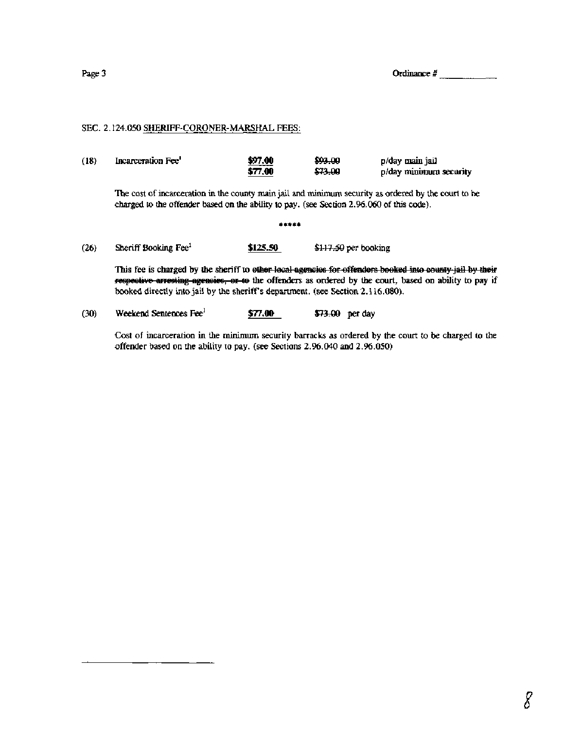SEC. 2.124.050 <u>SHERIFF-CORONER-MARSHAL FEES:</u>

| | | | | |
|---|---|---|---|---|
| (18) | Incarceration Fee[1] | <u>**$97.00**</u> | ~~$93.00~~ | p/day main jail |
| | | <u>**$77.00**</u> | ~~$73.00~~ | p/day minimum security |

The cost of incarceration in the county main jail and minimum security as ordered by the court to be charged to the offender based on the ability to pay. (see Section 2.96.060 of this code).

*****

(26) Sheriff Booking Fee[1] <u>**$125.50**</u> ~~$117.50~~ per booking

This fee is charged by the sheriff to ~~other local agencies for offenders booked into county jail by their respective arresting agencies, or to~~ the offenders as ordered by the court, based on ability to pay if booked directly into jail by the sheriff's department. (see Section 2.116.080).

(30) Weekend Sentences Fee[1] <u>**$77.00**</u> ~~$73.00~~ per day

Cost of incarceration in the minimum security barracks as ordered by the court to be charged to the offender based on the ability to pay. (see Sections 2.96.040 and 2.96.050)